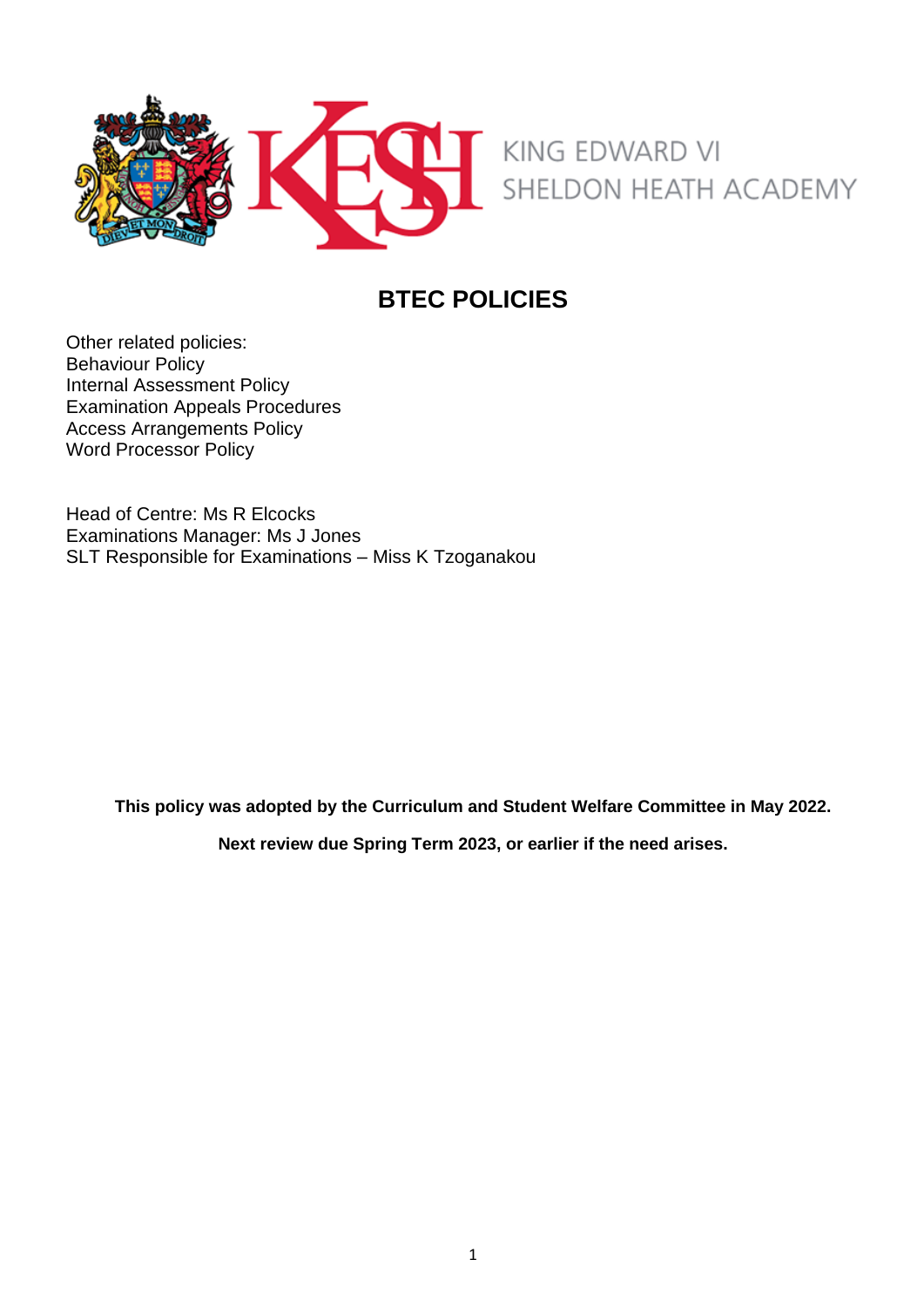KING EDWARD VI
SHELDON HEATH ACADEMY

# BTEC POLICIES

Other related policies:
Behaviour Policy
Internal Assessment Policy
Examination Appeals Procedures
Access Arrangements Policy
Word Processor Policy

Head of Centre: Ms R Elcocks
Examinations Manager: Ms J Jones
SLT Responsible for Examinations – Miss K Tzoganakou

**This policy was adopted by the Curriculum and Student Welfare Committee in May 2022.**

**Next review due Spring Term 2023, or earlier if the need arises.**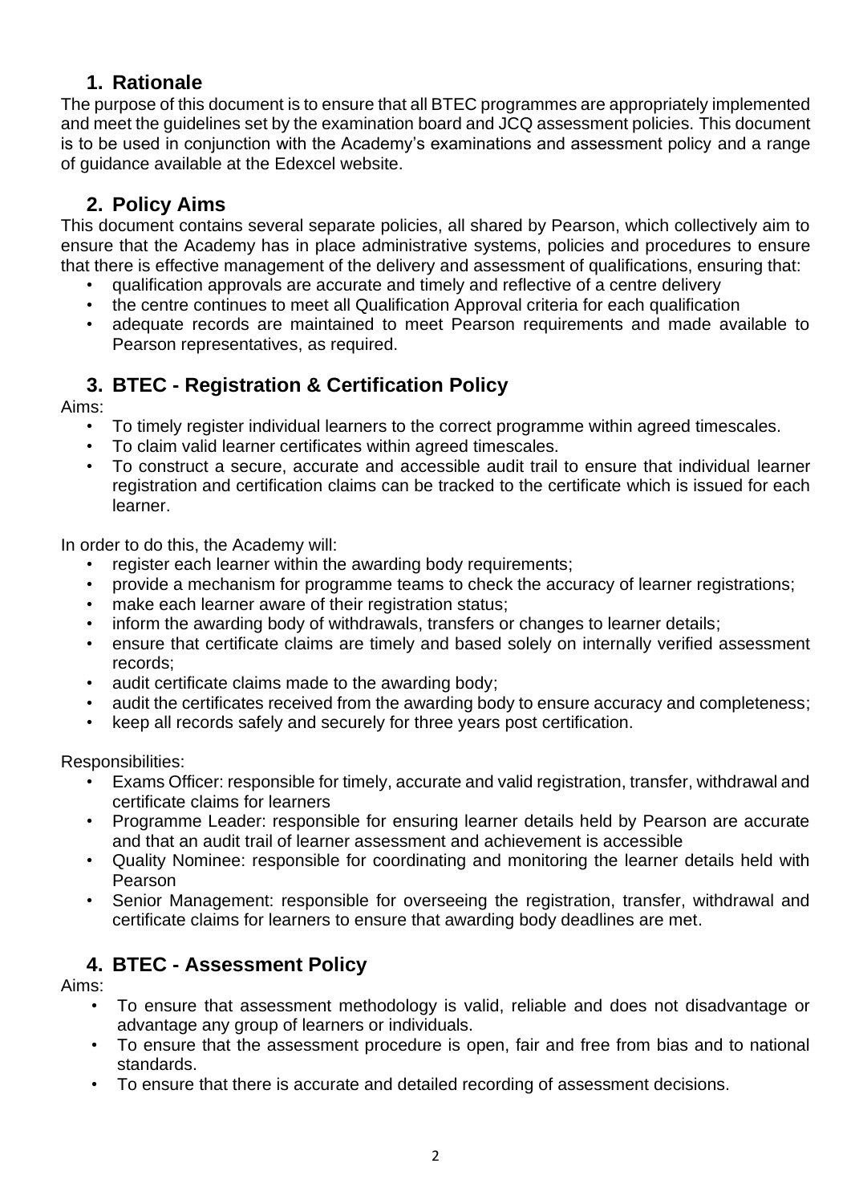## 1. Rationale

The purpose of this document is to ensure that all BTEC programmes are appropriately implemented and meet the guidelines set by the examination board and JCQ assessment policies. This document is to be used in conjunction with the Academy's examinations and assessment policy and a range of guidance available at the Edexcel website.

## 2. Policy Aims

This document contains several separate policies, all shared by Pearson, which collectively aim to ensure that the Academy has in place administrative systems, policies and procedures to ensure that there is effective management of the delivery and assessment of qualifications, ensuring that:

- qualification approvals are accurate and timely and reflective of a centre delivery
- the centre continues to meet all Qualification Approval criteria for each qualification
- adequate records are maintained to meet Pearson requirements and made available to Pearson representatives, as required.

## 3. BTEC - Registration & Certification Policy

Aims:

- To timely register individual learners to the correct programme within agreed timescales.
- To claim valid learner certificates within agreed timescales.
- To construct a secure, accurate and accessible audit trail to ensure that individual learner registration and certification claims can be tracked to the certificate which is issued for each learner.

In order to do this, the Academy will:

- register each learner within the awarding body requirements;
- provide a mechanism for programme teams to check the accuracy of learner registrations;
- make each learner aware of their registration status;
- inform the awarding body of withdrawals, transfers or changes to learner details;
- ensure that certificate claims are timely and based solely on internally verified assessment records;
- audit certificate claims made to the awarding body;
- audit the certificates received from the awarding body to ensure accuracy and completeness;
- keep all records safely and securely for three years post certification.

Responsibilities:

- Exams Officer: responsible for timely, accurate and valid registration, transfer, withdrawal and certificate claims for learners
- Programme Leader: responsible for ensuring learner details held by Pearson are accurate and that an audit trail of learner assessment and achievement is accessible
- Quality Nominee: responsible for coordinating and monitoring the learner details held with Pearson
- Senior Management: responsible for overseeing the registration, transfer, withdrawal and certificate claims for learners to ensure that awarding body deadlines are met.

## 4. BTEC - Assessment Policy

Aims:

- To ensure that assessment methodology is valid, reliable and does not disadvantage or advantage any group of learners or individuals.
- To ensure that the assessment procedure is open, fair and free from bias and to national standards.
- To ensure that there is accurate and detailed recording of assessment decisions.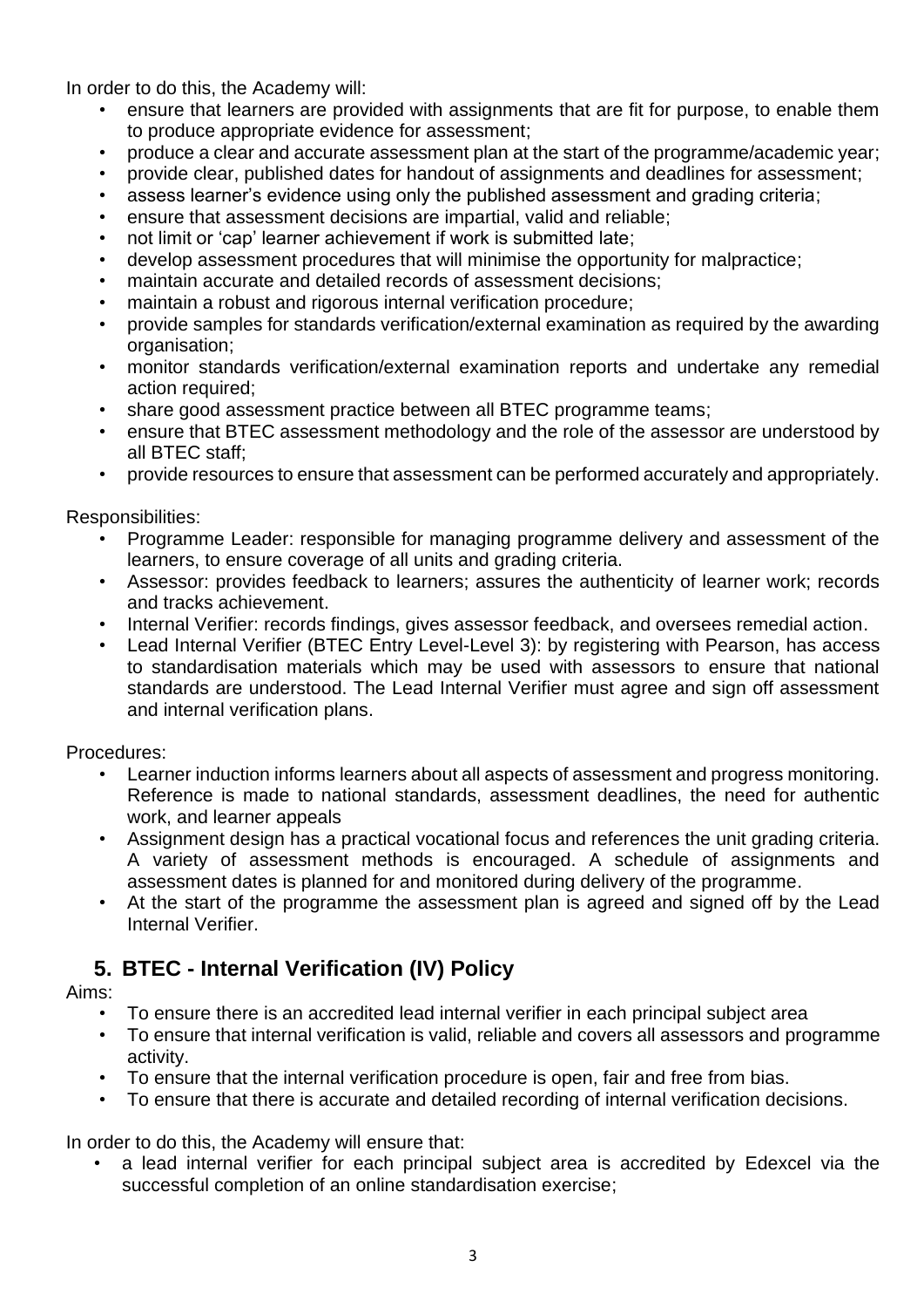In order to do this, the Academy will:

- ensure that learners are provided with assignments that are fit for purpose, to enable them to produce appropriate evidence for assessment;
- produce a clear and accurate assessment plan at the start of the programme/academic year;
- provide clear, published dates for handout of assignments and deadlines for assessment;
- assess learner's evidence using only the published assessment and grading criteria;
- ensure that assessment decisions are impartial, valid and reliable;
- not limit or 'cap' learner achievement if work is submitted late;
- develop assessment procedures that will minimise the opportunity for malpractice;
- maintain accurate and detailed records of assessment decisions;
- maintain a robust and rigorous internal verification procedure;
- provide samples for standards verification/external examination as required by the awarding organisation;
- monitor standards verification/external examination reports and undertake any remedial action required;
- share good assessment practice between all BTEC programme teams;
- ensure that BTEC assessment methodology and the role of the assessor are understood by all BTEC staff;
- provide resources to ensure that assessment can be performed accurately and appropriately.

Responsibilities:

- Programme Leader: responsible for managing programme delivery and assessment of the learners, to ensure coverage of all units and grading criteria.
- Assessor: provides feedback to learners; assures the authenticity of learner work; records and tracks achievement.
- Internal Verifier: records findings, gives assessor feedback, and oversees remedial action.
- Lead Internal Verifier (BTEC Entry Level-Level 3): by registering with Pearson, has access to standardisation materials which may be used with assessors to ensure that national standards are understood. The Lead Internal Verifier must agree and sign off assessment and internal verification plans.

Procedures:

- Learner induction informs learners about all aspects of assessment and progress monitoring. Reference is made to national standards, assessment deadlines, the need for authentic work, and learner appeals
- Assignment design has a practical vocational focus and references the unit grading criteria. A variety of assessment methods is encouraged. A schedule of assignments and assessment dates is planned for and monitored during delivery of the programme.
- At the start of the programme the assessment plan is agreed and signed off by the Lead Internal Verifier.

## 5. BTEC - Internal Verification (IV) Policy

Aims:

- To ensure there is an accredited lead internal verifier in each principal subject area
- To ensure that internal verification is valid, reliable and covers all assessors and programme activity.
- To ensure that the internal verification procedure is open, fair and free from bias.
- To ensure that there is accurate and detailed recording of internal verification decisions.

In order to do this, the Academy will ensure that:

- a lead internal verifier for each principal subject area is accredited by Edexcel via the successful completion of an online standardisation exercise;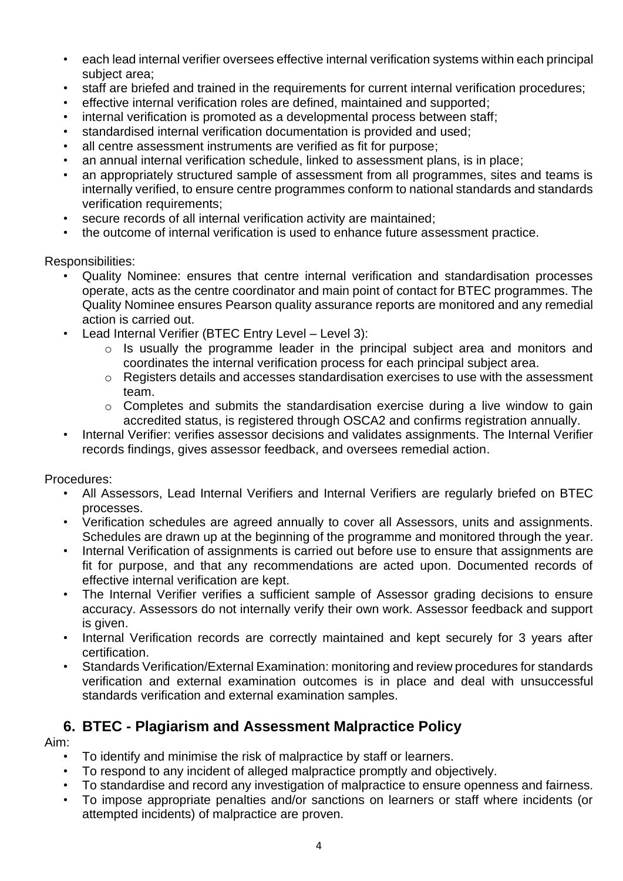- each lead internal verifier oversees effective internal verification systems within each principal subject area;
- staff are briefed and trained in the requirements for current internal verification procedures;
- effective internal verification roles are defined, maintained and supported;
- internal verification is promoted as a developmental process between staff;
- standardised internal verification documentation is provided and used;
- all centre assessment instruments are verified as fit for purpose;
- an annual internal verification schedule, linked to assessment plans, is in place;
- an appropriately structured sample of assessment from all programmes, sites and teams is internally verified, to ensure centre programmes conform to national standards and standards verification requirements;
- secure records of all internal verification activity are maintained;
- the outcome of internal verification is used to enhance future assessment practice.

Responsibilities:

- Quality Nominee: ensures that centre internal verification and standardisation processes operate, acts as the centre coordinator and main point of contact for BTEC programmes. The Quality Nominee ensures Pearson quality assurance reports are monitored and any remedial action is carried out.
- Lead Internal Verifier (BTEC Entry Level – Level 3):
  - Is usually the programme leader in the principal subject area and monitors and coordinates the internal verification process for each principal subject area.
  - Registers details and accesses standardisation exercises to use with the assessment team.
  - Completes and submits the standardisation exercise during a live window to gain accredited status, is registered through OSCA2 and confirms registration annually.
- Internal Verifier: verifies assessor decisions and validates assignments. The Internal Verifier records findings, gives assessor feedback, and oversees remedial action.

Procedures:

- All Assessors, Lead Internal Verifiers and Internal Verifiers are regularly briefed on BTEC processes.
- Verification schedules are agreed annually to cover all Assessors, units and assignments. Schedules are drawn up at the beginning of the programme and monitored through the year.
- Internal Verification of assignments is carried out before use to ensure that assignments are fit for purpose, and that any recommendations are acted upon. Documented records of effective internal verification are kept.
- The Internal Verifier verifies a sufficient sample of Assessor grading decisions to ensure accuracy. Assessors do not internally verify their own work. Assessor feedback and support is given.
- Internal Verification records are correctly maintained and kept securely for 3 years after certification.
- Standards Verification/External Examination: monitoring and review procedures for standards verification and external examination outcomes is in place and deal with unsuccessful standards verification and external examination samples.

## 6. BTEC - Plagiarism and Assessment Malpractice Policy

Aim:

- To identify and minimise the risk of malpractice by staff or learners.
- To respond to any incident of alleged malpractice promptly and objectively.
- To standardise and record any investigation of malpractice to ensure openness and fairness.
- To impose appropriate penalties and/or sanctions on learners or staff where incidents (or attempted incidents) of malpractice are proven.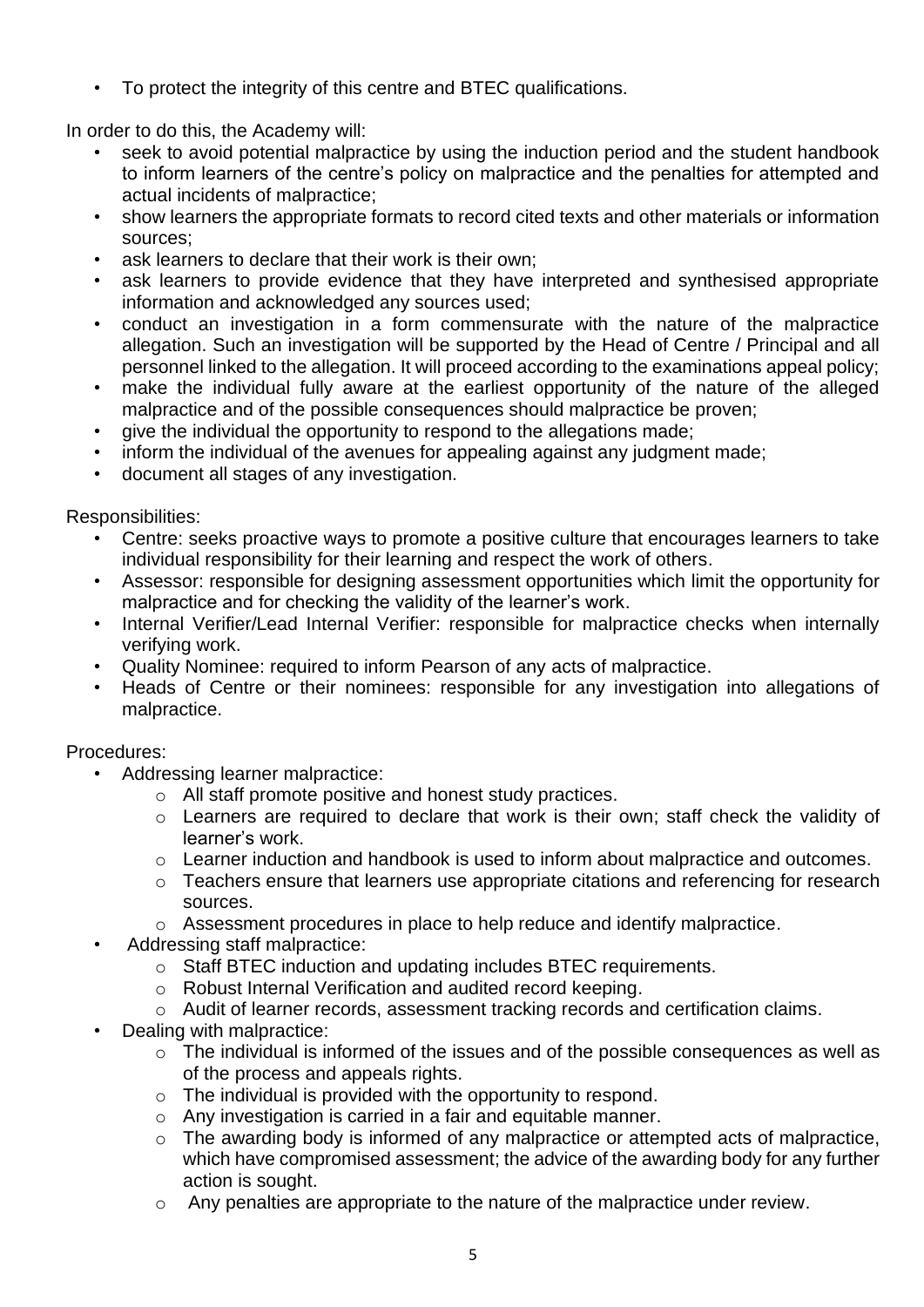- To protect the integrity of this centre and BTEC qualifications.

In order to do this, the Academy will:

- seek to avoid potential malpractice by using the induction period and the student handbook to inform learners of the centre's policy on malpractice and the penalties for attempted and actual incidents of malpractice;
- show learners the appropriate formats to record cited texts and other materials or information sources;
- ask learners to declare that their work is their own;
- ask learners to provide evidence that they have interpreted and synthesised appropriate information and acknowledged any sources used;
- conduct an investigation in a form commensurate with the nature of the malpractice allegation. Such an investigation will be supported by the Head of Centre / Principal and all personnel linked to the allegation. It will proceed according to the examinations appeal policy;
- make the individual fully aware at the earliest opportunity of the nature of the alleged malpractice and of the possible consequences should malpractice be proven;
- give the individual the opportunity to respond to the allegations made;
- inform the individual of the avenues for appealing against any judgment made;
- document all stages of any investigation.

Responsibilities:

- Centre: seeks proactive ways to promote a positive culture that encourages learners to take individual responsibility for their learning and respect the work of others.
- Assessor: responsible for designing assessment opportunities which limit the opportunity for malpractice and for checking the validity of the learner's work.
- Internal Verifier/Lead Internal Verifier: responsible for malpractice checks when internally verifying work.
- Quality Nominee: required to inform Pearson of any acts of malpractice.
- Heads of Centre or their nominees: responsible for any investigation into allegations of malpractice.

Procedures:

- Addressing learner malpractice:
  - All staff promote positive and honest study practices.
  - Learners are required to declare that work is their own; staff check the validity of learner's work.
  - Learner induction and handbook is used to inform about malpractice and outcomes.
  - Teachers ensure that learners use appropriate citations and referencing for research sources.
  - Assessment procedures in place to help reduce and identify malpractice.
- Addressing staff malpractice:
  - Staff BTEC induction and updating includes BTEC requirements.
  - Robust Internal Verification and audited record keeping.
  - Audit of learner records, assessment tracking records and certification claims.
- Dealing with malpractice:
  - The individual is informed of the issues and of the possible consequences as well as of the process and appeals rights.
  - The individual is provided with the opportunity to respond.
  - Any investigation is carried in a fair and equitable manner.
  - The awarding body is informed of any malpractice or attempted acts of malpractice, which have compromised assessment; the advice of the awarding body for any further action is sought.
  - Any penalties are appropriate to the nature of the malpractice under review.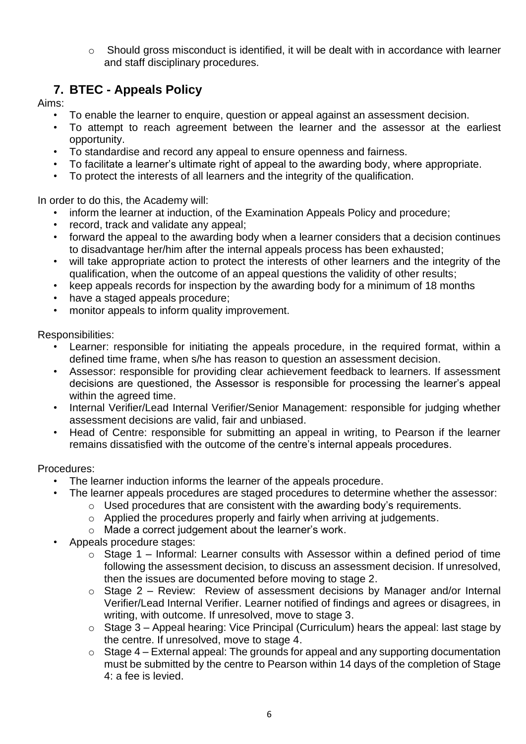- Should gross misconduct is identified, it will be dealt with in accordance with learner and staff disciplinary procedures.

## 7. BTEC - Appeals Policy

Aims:

- To enable the learner to enquire, question or appeal against an assessment decision.
- To attempt to reach agreement between the learner and the assessor at the earliest opportunity.
- To standardise and record any appeal to ensure openness and fairness.
- To facilitate a learner's ultimate right of appeal to the awarding body, where appropriate.
- To protect the interests of all learners and the integrity of the qualification.

In order to do this, the Academy will:

- inform the learner at induction, of the Examination Appeals Policy and procedure;
- record, track and validate any appeal;
- forward the appeal to the awarding body when a learner considers that a decision continues to disadvantage her/him after the internal appeals process has been exhausted;
- will take appropriate action to protect the interests of other learners and the integrity of the qualification, when the outcome of an appeal questions the validity of other results;
- keep appeals records for inspection by the awarding body for a minimum of 18 months
- have a staged appeals procedure;
- monitor appeals to inform quality improvement.

Responsibilities:

- Learner: responsible for initiating the appeals procedure, in the required format, within a defined time frame, when s/he has reason to question an assessment decision.
- Assessor: responsible for providing clear achievement feedback to learners. If assessment decisions are questioned, the Assessor is responsible for processing the learner's appeal within the agreed time.
- Internal Verifier/Lead Internal Verifier/Senior Management: responsible for judging whether assessment decisions are valid, fair and unbiased.
- Head of Centre: responsible for submitting an appeal in writing, to Pearson if the learner remains dissatisfied with the outcome of the centre's internal appeals procedures.

Procedures:

- The learner induction informs the learner of the appeals procedure.
- The learner appeals procedures are staged procedures to determine whether the assessor:
  - Used procedures that are consistent with the awarding body's requirements.
  - Applied the procedures properly and fairly when arriving at judgements.
  - Made a correct judgement about the learner's work.
- Appeals procedure stages:
  - Stage 1 – Informal: Learner consults with Assessor within a defined period of time following the assessment decision, to discuss an assessment decision. If unresolved, then the issues are documented before moving to stage 2.
  - Stage 2 – Review: Review of assessment decisions by Manager and/or Internal Verifier/Lead Internal Verifier. Learner notified of findings and agrees or disagrees, in writing, with outcome. If unresolved, move to stage 3.
  - Stage 3 – Appeal hearing: Vice Principal (Curriculum) hears the appeal: last stage by the centre. If unresolved, move to stage 4.
  - Stage 4 – External appeal: The grounds for appeal and any supporting documentation must be submitted by the centre to Pearson within 14 days of the completion of Stage 4: a fee is levied.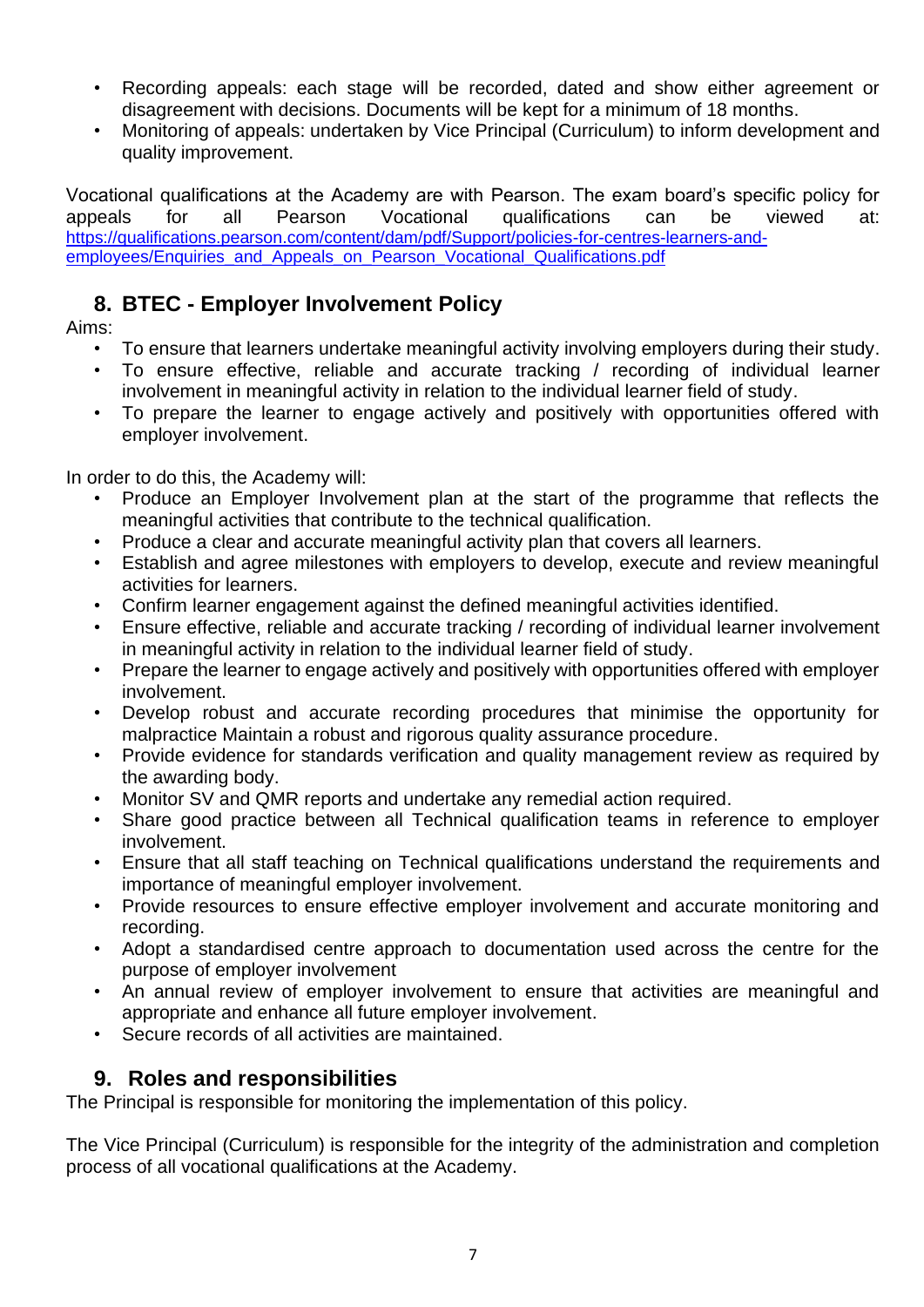- Recording appeals: each stage will be recorded, dated and show either agreement or disagreement with decisions. Documents will be kept for a minimum of 18 months.
- Monitoring of appeals: undertaken by Vice Principal (Curriculum) to inform development and quality improvement.

Vocational qualifications at the Academy are with Pearson. The exam board's specific policy for appeals for all Pearson Vocational qualifications can be viewed at: https://qualifications.pearson.com/content/dam/pdf/Support/policies-for-centres-learners-and-employees/Enquiries_and_Appeals_on_Pearson_Vocational_Qualifications.pdf

## 8. BTEC - Employer Involvement Policy

Aims:

- To ensure that learners undertake meaningful activity involving employers during their study.
- To ensure effective, reliable and accurate tracking / recording of individual learner involvement in meaningful activity in relation to the individual learner field of study.
- To prepare the learner to engage actively and positively with opportunities offered with employer involvement.

In order to do this, the Academy will:

- Produce an Employer Involvement plan at the start of the programme that reflects the meaningful activities that contribute to the technical qualification.
- Produce a clear and accurate meaningful activity plan that covers all learners.
- Establish and agree milestones with employers to develop, execute and review meaningful activities for learners.
- Confirm learner engagement against the defined meaningful activities identified.
- Ensure effective, reliable and accurate tracking / recording of individual learner involvement in meaningful activity in relation to the individual learner field of study.
- Prepare the learner to engage actively and positively with opportunities offered with employer involvement.
- Develop robust and accurate recording procedures that minimise the opportunity for malpractice Maintain a robust and rigorous quality assurance procedure.
- Provide evidence for standards verification and quality management review as required by the awarding body.
- Monitor SV and QMR reports and undertake any remedial action required.
- Share good practice between all Technical qualification teams in reference to employer involvement.
- Ensure that all staff teaching on Technical qualifications understand the requirements and importance of meaningful employer involvement.
- Provide resources to ensure effective employer involvement and accurate monitoring and recording.
- Adopt a standardised centre approach to documentation used across the centre for the purpose of employer involvement
- An annual review of employer involvement to ensure that activities are meaningful and appropriate and enhance all future employer involvement.
- Secure records of all activities are maintained.

## 9. Roles and responsibilities

The Principal is responsible for monitoring the implementation of this policy.

The Vice Principal (Curriculum) is responsible for the integrity of the administration and completion process of all vocational qualifications at the Academy.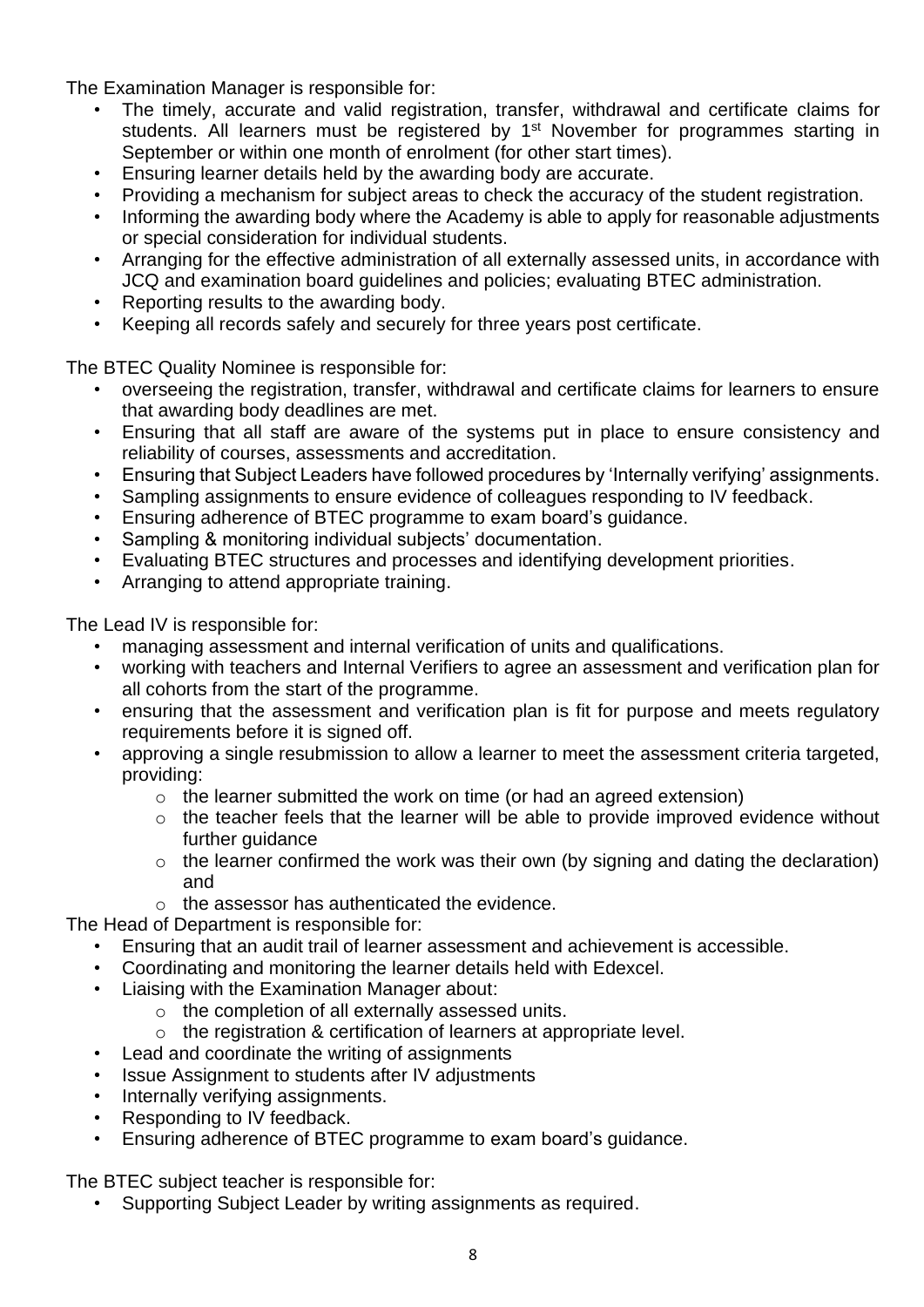The Examination Manager is responsible for:

- The timely, accurate and valid registration, transfer, withdrawal and certificate claims for students. All learners must be registered by 1st November for programmes starting in September or within one month of enrolment (for other start times).
- Ensuring learner details held by the awarding body are accurate.
- Providing a mechanism for subject areas to check the accuracy of the student registration.
- Informing the awarding body where the Academy is able to apply for reasonable adjustments or special consideration for individual students.
- Arranging for the effective administration of all externally assessed units, in accordance with JCQ and examination board guidelines and policies; evaluating BTEC administration.
- Reporting results to the awarding body.
- Keeping all records safely and securely for three years post certificate.

The BTEC Quality Nominee is responsible for:

- overseeing the registration, transfer, withdrawal and certificate claims for learners to ensure that awarding body deadlines are met.
- Ensuring that all staff are aware of the systems put in place to ensure consistency and reliability of courses, assessments and accreditation.
- Ensuring that Subject Leaders have followed procedures by 'Internally verifying' assignments.
- Sampling assignments to ensure evidence of colleagues responding to IV feedback.
- Ensuring adherence of BTEC programme to exam board's guidance.
- Sampling & monitoring individual subjects' documentation.
- Evaluating BTEC structures and processes and identifying development priorities.
- Arranging to attend appropriate training.

The Lead IV is responsible for:

- managing assessment and internal verification of units and qualifications.
- working with teachers and Internal Verifiers to agree an assessment and verification plan for all cohorts from the start of the programme.
- ensuring that the assessment and verification plan is fit for purpose and meets regulatory requirements before it is signed off.
- approving a single resubmission to allow a learner to meet the assessment criteria targeted, providing:
  - the learner submitted the work on time (or had an agreed extension)
  - the teacher feels that the learner will be able to provide improved evidence without further guidance
  - the learner confirmed the work was their own (by signing and dating the declaration) and
  - the assessor has authenticated the evidence.

The Head of Department is responsible for:

- Ensuring that an audit trail of learner assessment and achievement is accessible.
- Coordinating and monitoring the learner details held with Edexcel.
- Liaising with the Examination Manager about:
  - the completion of all externally assessed units.
  - the registration & certification of learners at appropriate level.
- Lead and coordinate the writing of assignments
- Issue Assignment to students after IV adjustments
- Internally verifying assignments.
- Responding to IV feedback.
- Ensuring adherence of BTEC programme to exam board's guidance.

The BTEC subject teacher is responsible for:

- Supporting Subject Leader by writing assignments as required.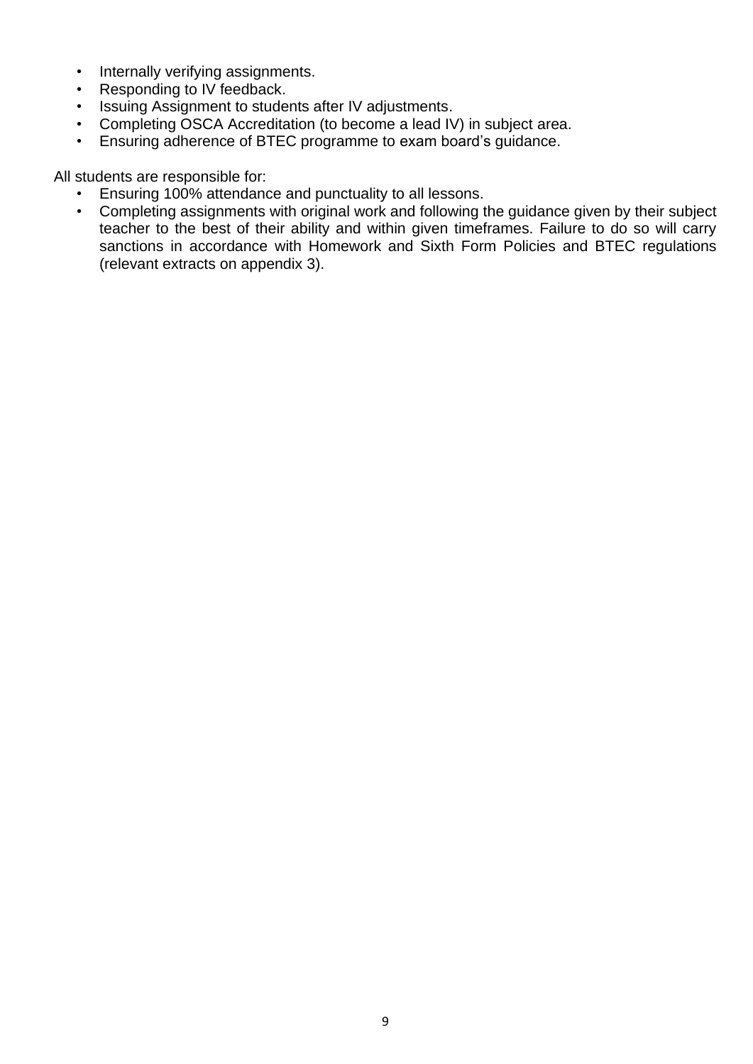- Internally verifying assignments.
- Responding to IV feedback.
- Issuing Assignment to students after IV adjustments.
- Completing OSCA Accreditation (to become a lead IV) in subject area.
- Ensuring adherence of BTEC programme to exam board's guidance.

All students are responsible for:

- Ensuring 100% attendance and punctuality to all lessons.
- Completing assignments with original work and following the guidance given by their subject teacher to the best of their ability and within given timeframes. Failure to do so will carry sanctions in accordance with Homework and Sixth Form Policies and BTEC regulations (relevant extracts on appendix 3).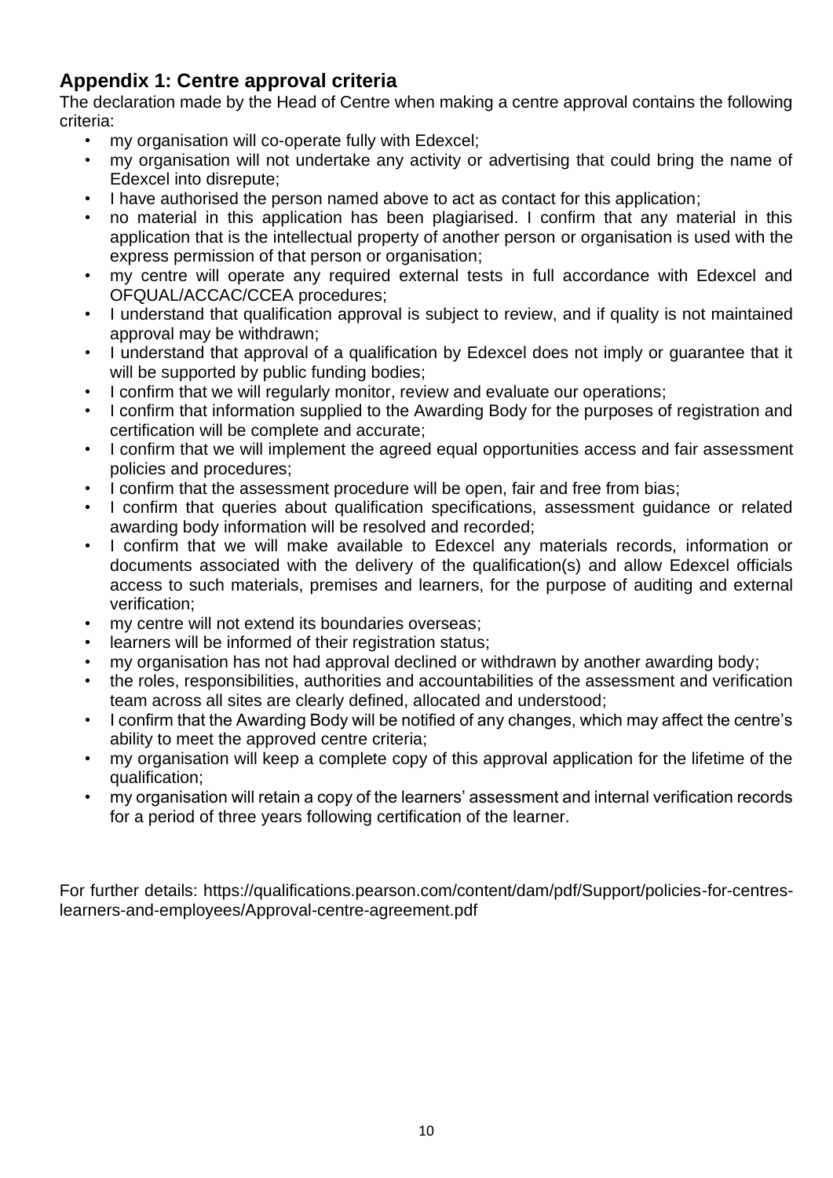## Appendix 1: Centre approval criteria

The declaration made by the Head of Centre when making a centre approval contains the following criteria:

- my organisation will co-operate fully with Edexcel;
- my organisation will not undertake any activity or advertising that could bring the name of Edexcel into disrepute;
- I have authorised the person named above to act as contact for this application;
- no material in this application has been plagiarised. I confirm that any material in this application that is the intellectual property of another person or organisation is used with the express permission of that person or organisation;
- my centre will operate any required external tests in full accordance with Edexcel and OFQUAL/ACCAC/CCEA procedures;
- I understand that qualification approval is subject to review, and if quality is not maintained approval may be withdrawn;
- I understand that approval of a qualification by Edexcel does not imply or guarantee that it will be supported by public funding bodies;
- I confirm that we will regularly monitor, review and evaluate our operations;
- I confirm that information supplied to the Awarding Body for the purposes of registration and certification will be complete and accurate;
- I confirm that we will implement the agreed equal opportunities access and fair assessment policies and procedures;
- I confirm that the assessment procedure will be open, fair and free from bias;
- I confirm that queries about qualification specifications, assessment guidance or related awarding body information will be resolved and recorded;
- I confirm that we will make available to Edexcel any materials records, information or documents associated with the delivery of the qualification(s) and allow Edexcel officials access to such materials, premises and learners, for the purpose of auditing and external verification;
- my centre will not extend its boundaries overseas;
- learners will be informed of their registration status;
- my organisation has not had approval declined or withdrawn by another awarding body;
- the roles, responsibilities, authorities and accountabilities of the assessment and verification team across all sites are clearly defined, allocated and understood;
- I confirm that the Awarding Body will be notified of any changes, which may affect the centre's ability to meet the approved centre criteria;
- my organisation will keep a complete copy of this approval application for the lifetime of the qualification;
- my organisation will retain a copy of the learners' assessment and internal verification records for a period of three years following certification of the learner.

For further details: https://qualifications.pearson.com/content/dam/pdf/Support/policies-for-centres-learners-and-employees/Approval-centre-agreement.pdf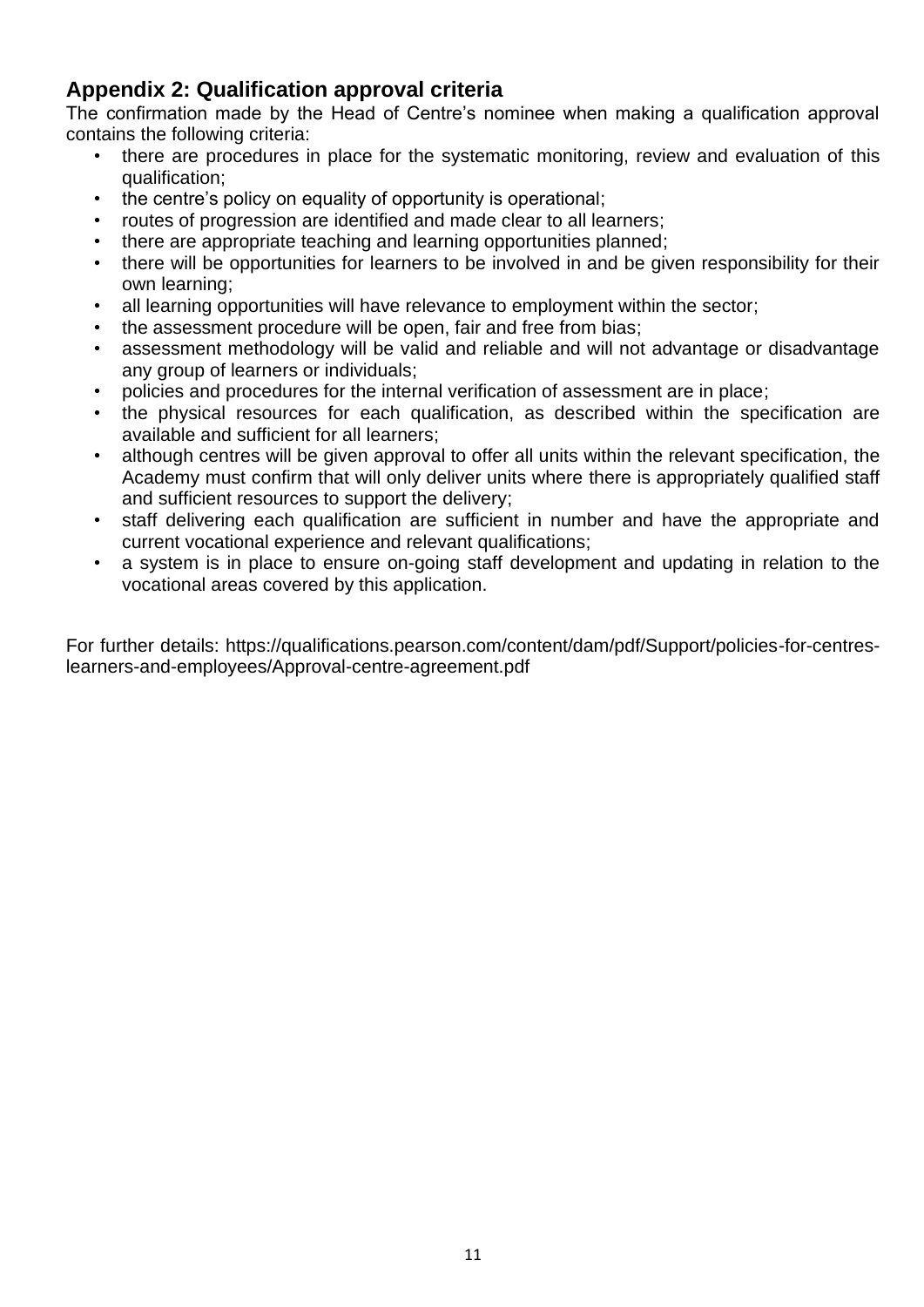## Appendix 2: Qualification approval criteria

The confirmation made by the Head of Centre's nominee when making a qualification approval contains the following criteria:

- there are procedures in place for the systematic monitoring, review and evaluation of this qualification;
- the centre's policy on equality of opportunity is operational;
- routes of progression are identified and made clear to all learners;
- there are appropriate teaching and learning opportunities planned;
- there will be opportunities for learners to be involved in and be given responsibility for their own learning;
- all learning opportunities will have relevance to employment within the sector;
- the assessment procedure will be open, fair and free from bias;
- assessment methodology will be valid and reliable and will not advantage or disadvantage any group of learners or individuals;
- policies and procedures for the internal verification of assessment are in place;
- the physical resources for each qualification, as described within the specification are available and sufficient for all learners;
- although centres will be given approval to offer all units within the relevant specification, the Academy must confirm that will only deliver units where there is appropriately qualified staff and sufficient resources to support the delivery;
- staff delivering each qualification are sufficient in number and have the appropriate and current vocational experience and relevant qualifications;
- a system is in place to ensure on-going staff development and updating in relation to the vocational areas covered by this application.

For further details: https://qualifications.pearson.com/content/dam/pdf/Support/policies-for-centres-learners-and-employees/Approval-centre-agreement.pdf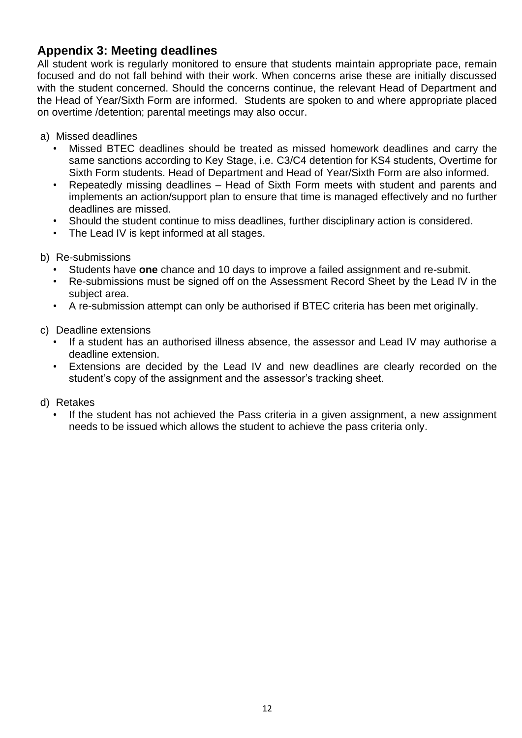## Appendix 3: Meeting deadlines

All student work is regularly monitored to ensure that students maintain appropriate pace, remain focused and do not fall behind with their work. When concerns arise these are initially discussed with the student concerned. Should the concerns continue, the relevant Head of Department and the Head of Year/Sixth Form are informed. Students are spoken to and where appropriate placed on overtime /detention; parental meetings may also occur.

a) Missed deadlines

- Missed BTEC deadlines should be treated as missed homework deadlines and carry the same sanctions according to Key Stage, i.e. C3/C4 detention for KS4 students, Overtime for Sixth Form students. Head of Department and Head of Year/Sixth Form are also informed.
- Repeatedly missing deadlines – Head of Sixth Form meets with student and parents and implements an action/support plan to ensure that time is managed effectively and no further deadlines are missed.
- Should the student continue to miss deadlines, further disciplinary action is considered.
- The Lead IV is kept informed at all stages.

b) Re-submissions

- Students have **one** chance and 10 days to improve a failed assignment and re-submit.
- Re-submissions must be signed off on the Assessment Record Sheet by the Lead IV in the subject area.
- A re-submission attempt can only be authorised if BTEC criteria has been met originally.

c) Deadline extensions

- If a student has an authorised illness absence, the assessor and Lead IV may authorise a deadline extension.
- Extensions are decided by the Lead IV and new deadlines are clearly recorded on the student's copy of the assignment and the assessor's tracking sheet.

d) Retakes

- If the student has not achieved the Pass criteria in a given assignment, a new assignment needs to be issued which allows the student to achieve the pass criteria only.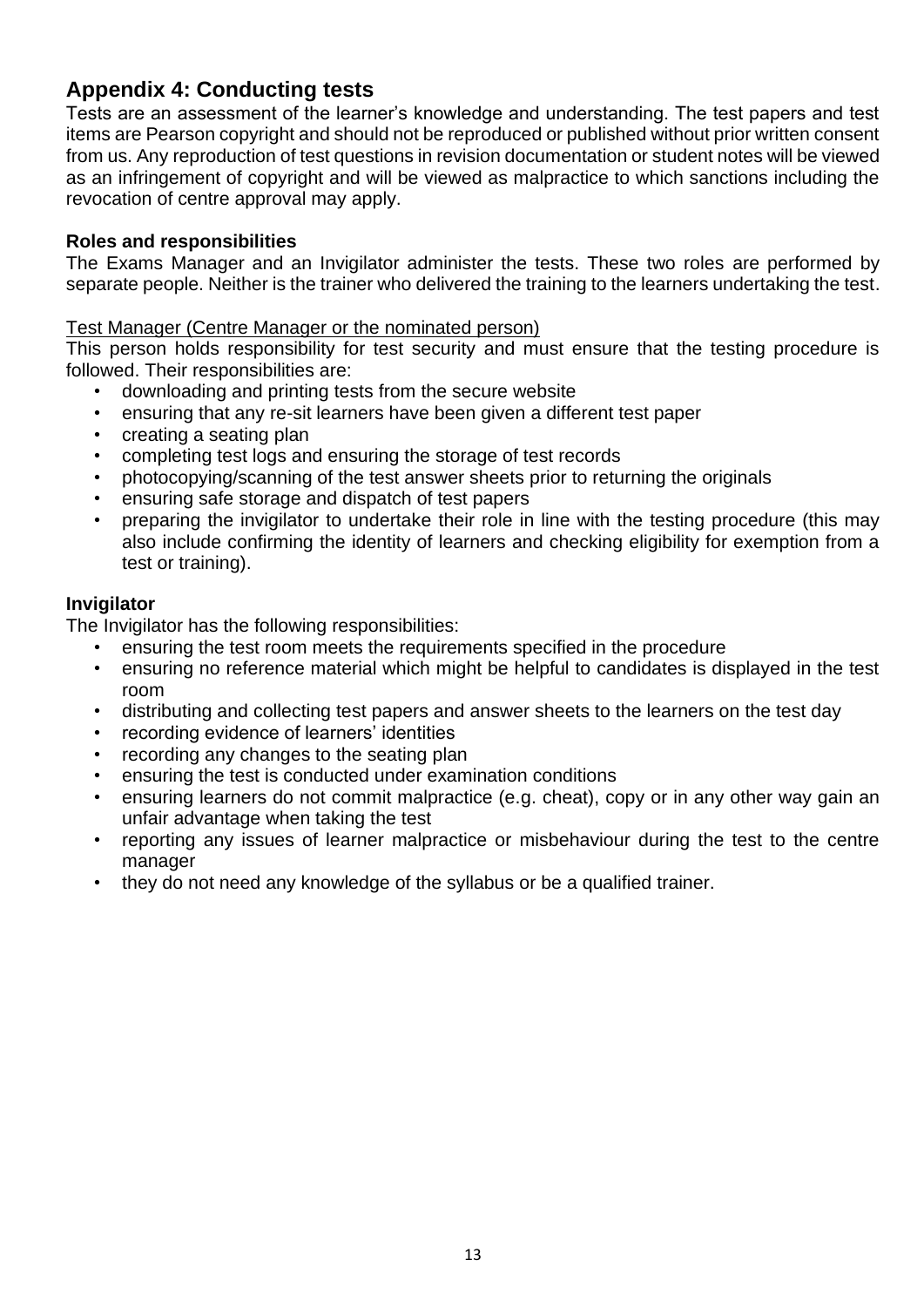## Appendix 4: Conducting tests

Tests are an assessment of the learner's knowledge and understanding. The test papers and test items are Pearson copyright and should not be reproduced or published without prior written consent from us. Any reproduction of test questions in revision documentation or student notes will be viewed as an infringement of copyright and will be viewed as malpractice to which sanctions including the revocation of centre approval may apply.

### Roles and responsibilities

The Exams Manager and an Invigilator administer the tests. These two roles are performed by separate people. Neither is the trainer who delivered the training to the learners undertaking the test.

Test Manager (Centre Manager or the nominated person)

This person holds responsibility for test security and must ensure that the testing procedure is followed. Their responsibilities are:

- downloading and printing tests from the secure website
- ensuring that any re-sit learners have been given a different test paper
- creating a seating plan
- completing test logs and ensuring the storage of test records
- photocopying/scanning of the test answer sheets prior to returning the originals
- ensuring safe storage and dispatch of test papers
- preparing the invigilator to undertake their role in line with the testing procedure (this may also include confirming the identity of learners and checking eligibility for exemption from a test or training).

### Invigilator

The Invigilator has the following responsibilities:

- ensuring the test room meets the requirements specified in the procedure
- ensuring no reference material which might be helpful to candidates is displayed in the test room
- distributing and collecting test papers and answer sheets to the learners on the test day
- recording evidence of learners' identities
- recording any changes to the seating plan
- ensuring the test is conducted under examination conditions
- ensuring learners do not commit malpractice (e.g. cheat), copy or in any other way gain an unfair advantage when taking the test
- reporting any issues of learner malpractice or misbehaviour during the test to the centre manager
- they do not need any knowledge of the syllabus or be a qualified trainer.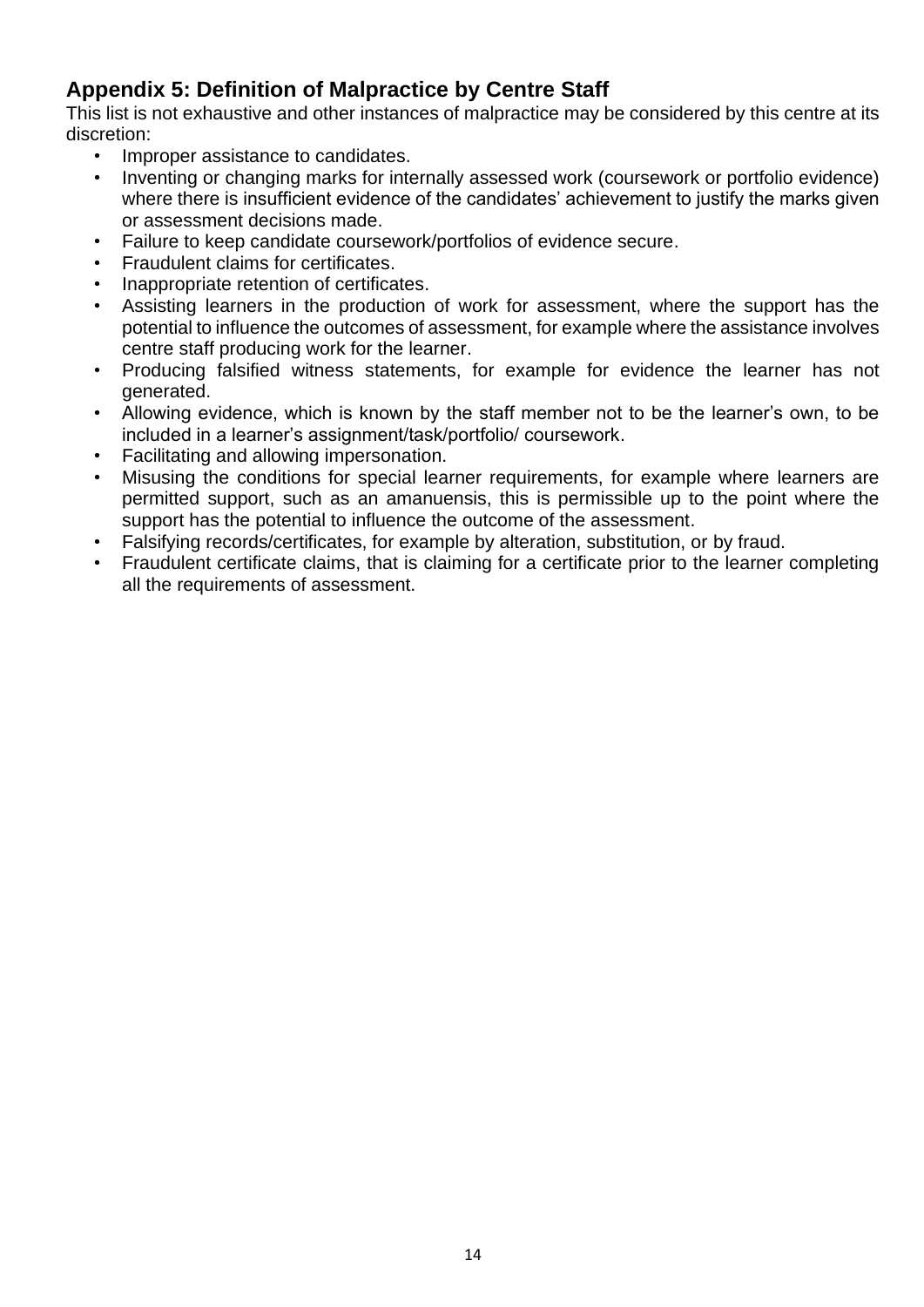## Appendix 5: Definition of Malpractice by Centre Staff

This list is not exhaustive and other instances of malpractice may be considered by this centre at its discretion:

- Improper assistance to candidates.
- Inventing or changing marks for internally assessed work (coursework or portfolio evidence) where there is insufficient evidence of the candidates' achievement to justify the marks given or assessment decisions made.
- Failure to keep candidate coursework/portfolios of evidence secure.
- Fraudulent claims for certificates.
- Inappropriate retention of certificates.
- Assisting learners in the production of work for assessment, where the support has the potential to influence the outcomes of assessment, for example where the assistance involves centre staff producing work for the learner.
- Producing falsified witness statements, for example for evidence the learner has not generated.
- Allowing evidence, which is known by the staff member not to be the learner's own, to be included in a learner's assignment/task/portfolio/ coursework.
- Facilitating and allowing impersonation.
- Misusing the conditions for special learner requirements, for example where learners are permitted support, such as an amanuensis, this is permissible up to the point where the support has the potential to influence the outcome of the assessment.
- Falsifying records/certificates, for example by alteration, substitution, or by fraud.
- Fraudulent certificate claims, that is claiming for a certificate prior to the learner completing all the requirements of assessment.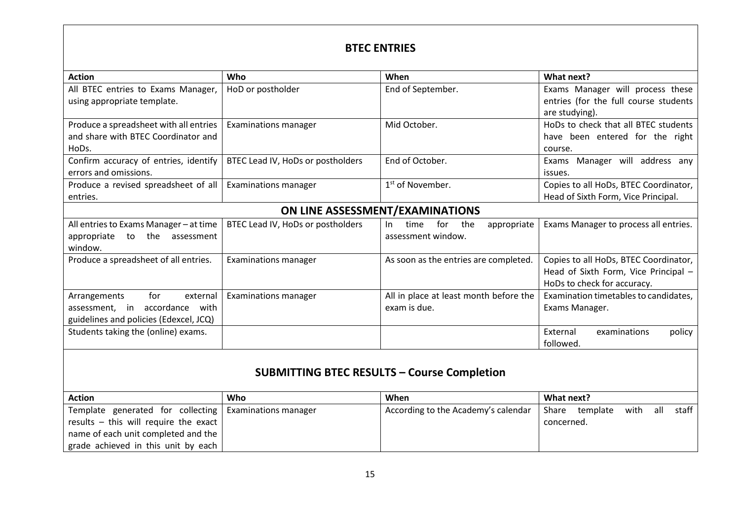## BTEC ENTRIES

| Action | Who | When | What next? |
|---|---|---|---|
| All BTEC entries to Exams Manager, using appropriate template. | HoD or postholder | End of September. | Exams Manager will process these entries (for the full course students are studying). |
| Produce a spreadsheet with all entries and share with BTEC Coordinator and HoDs. | Examinations manager | Mid October. | HoDs to check that all BTEC students have been entered for the right course. |
| Confirm accuracy of entries, identify errors and omissions. | BTEC Lead IV, HoDs or postholders | End of October. | Exams Manager will address any issues. |
| Produce a revised spreadsheet of all entries. | Examinations manager | 1st of November. | Copies to all HoDs, BTEC Coordinator, Head of Sixth Form, Vice Principal. |
| **ON LINE ASSESSMENT/EXAMINATIONS** | | | |
| All entries to Exams Manager – at time appropriate to the assessment window. | BTEC Lead IV, HoDs or postholders | In time for the appropriate assessment window. | Exams Manager to process all entries. |
| Produce a spreadsheet of all entries. | Examinations manager | As soon as the entries are completed. | Copies to all HoDs, BTEC Coordinator, Head of Sixth Form, Vice Principal – HoDs to check for accuracy. |
| Arrangements for external assessment, in accordance with guidelines and policies (Edexcel, JCQ) | Examinations manager | All in place at least month before the exam is due. | Examination timetables to candidates, Exams Manager. |
| Students taking the (online) exams. | | | External examinations policy followed. |

## SUBMITTING BTEC RESULTS – Course Completion

| Action | Who | When | What next? |
|---|---|---|---|
| Template generated for collecting results – this will require the exact name of each unit completed and the grade achieved in this unit by each | Examinations manager | According to the Academy's calendar | Share template with all staff concerned. |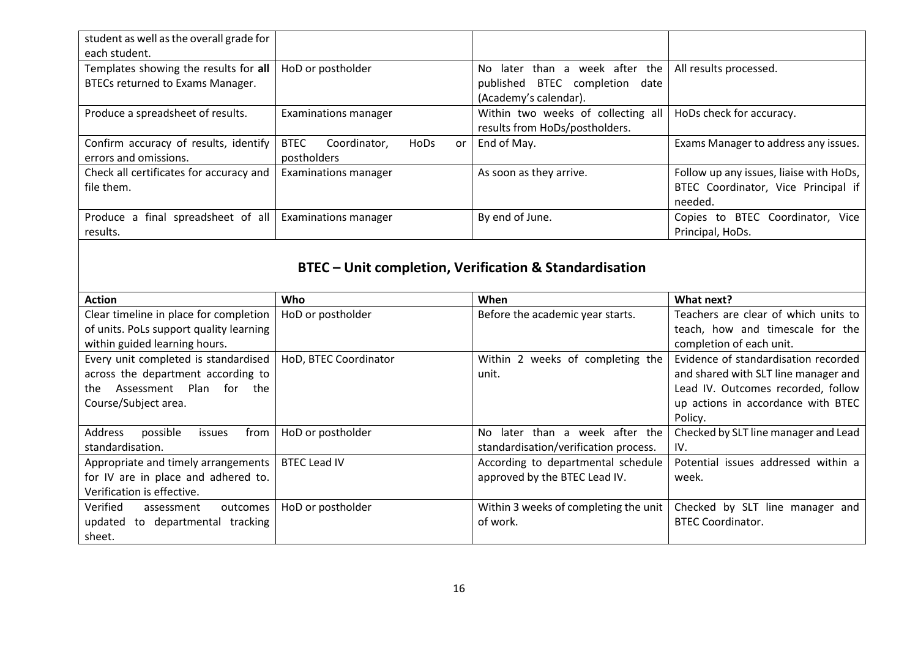| | | | |
|---|---|---|---|
| student as well as the overall grade for each student. | | | |
| Templates showing the results for **all** BTECs returned to Exams Manager. | HoD or postholder | No later than a week after the published BTEC completion date (Academy's calendar). | All results processed. |
| Produce a spreadsheet of results. | Examinations manager | Within two weeks of collecting all results from HoDs/postholders. | HoDs check for accuracy. |
| Confirm accuracy of results, identify errors and omissions. | BTEC Coordinator, HoDs or postholders | End of May. | Exams Manager to address any issues. |
| Check all certificates for accuracy and file them. | Examinations manager | As soon as they arrive. | Follow up any issues, liaise with HoDs, BTEC Coordinator, Vice Principal if needed. |
| Produce a final spreadsheet of all results. | Examinations manager | By end of June. | Copies to BTEC Coordinator, Vice Principal, HoDs. |

## BTEC – Unit completion, Verification & Standardisation

| **Action** | **Who** | **When** | **What next?** |
|---|---|---|---|
| Clear timeline in place for completion of units. PoLs support quality learning within guided learning hours. | HoD or postholder | Before the academic year starts. | Teachers are clear of which units to teach, how and timescale for the completion of each unit. |
| Every unit completed is standardised across the department according to the Assessment Plan for the Course/Subject area. | HoD, BTEC Coordinator | Within 2 weeks of completing the unit. | Evidence of standardisation recorded and shared with SLT line manager and Lead IV. Outcomes recorded, follow up actions in accordance with BTEC Policy. |
| Address possible issues from standardisation. | HoD or postholder | No later than a week after the standardisation/verification process. | Checked by SLT line manager and Lead IV. |
| Appropriate and timely arrangements for IV are in place and adhered to. Verification is effective. | BTEC Lead IV | According to departmental schedule approved by the BTEC Lead IV. | Potential issues addressed within a week. |
| Verified assessment outcomes updated to departmental tracking sheet. | HoD or postholder | Within 3 weeks of completing the unit of work. | Checked by SLT line manager and BTEC Coordinator. |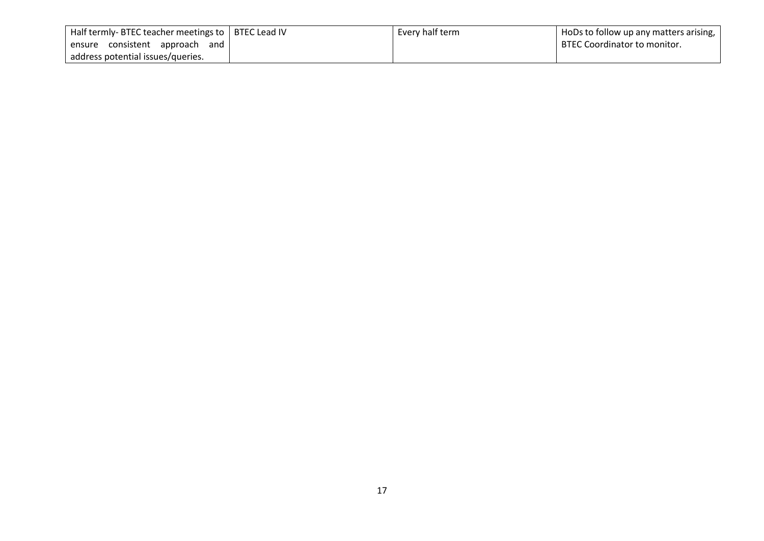| | | | |
|---|---|---|---|
| Half termly- BTEC teacher meetings to ensure consistent approach and address potential issues/queries. | BTEC Lead IV | Every half term | HoDs to follow up any matters arising, BTEC Coordinator to monitor. |